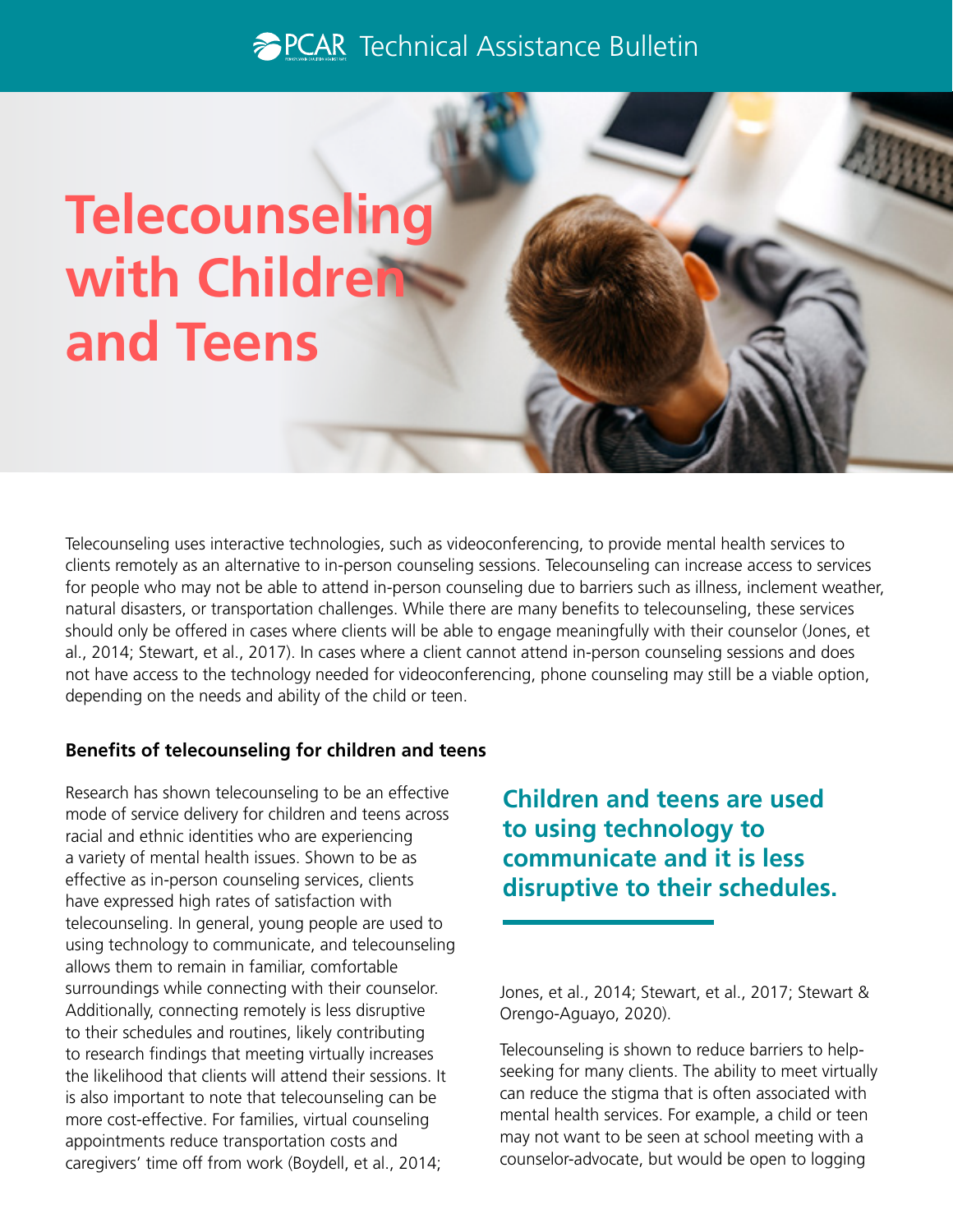PCAR Technical Assistance Bulletin

# Telecounseling with Children and Teens

Telecounseling uses interactive technologies, such as videoconferencing, to provide mental health services to clients remotely as an alternative to in-person counseling sessions. Telecounseling can increase access to services for people who may not be able to attend in-person counseling due to barriers such as illness, inclement weather, natural disasters, or transportation challenges. While there are many benefits to telecounseling, these services should only be offered in cases where clients will be able to engage meaningfully with their counselor (Jones, et al., 2014; Stewart, et al., 2017). In cases where a client cannot attend in-person counseling sessions and does not have access to the technology needed for videoconferencing, phone counseling may still be a viable option, depending on the needs and ability of the child or teen.

**Benefits of telecounseling for children and teens**

Research has shown telecounseling to be an effective mode of service delivery for children and teens across racial and ethnic identities who are experiencing a variety of mental health issues. Shown to be as effective as in-person counseling services, clients have expressed high rates of satisfaction with telecounseling. In general, young people are used to using technology to communicate, and telecounseling allows them to remain in familiar, comfortable surroundings while connecting with their counselor. Additionally, connecting remotely is less disruptive to their schedules and routines, likely contributing to research findings that meeting virtually increases the likelihood that clients will attend their sessions. It is also important to note that telecounseling can be more cost-effective. For families, virtual counseling appointments reduce transportation costs and caregivers' time off from work (Boydell, et al., 2014; Jones, et al., 2014; Stewart, et al., 2017; Stewart & Orengo-Aguayo, 2020).

> **Children and teens are used to using technology to communicate and it is less disruptive to their schedules.**

Telecounseling is shown to reduce barriers to help-seeking for many clients. The ability to meet virtually can reduce the stigma that is often associated with mental health services. For example, a child or teen may not want to be seen at school meeting with a counselor-advocate, but would be open to logging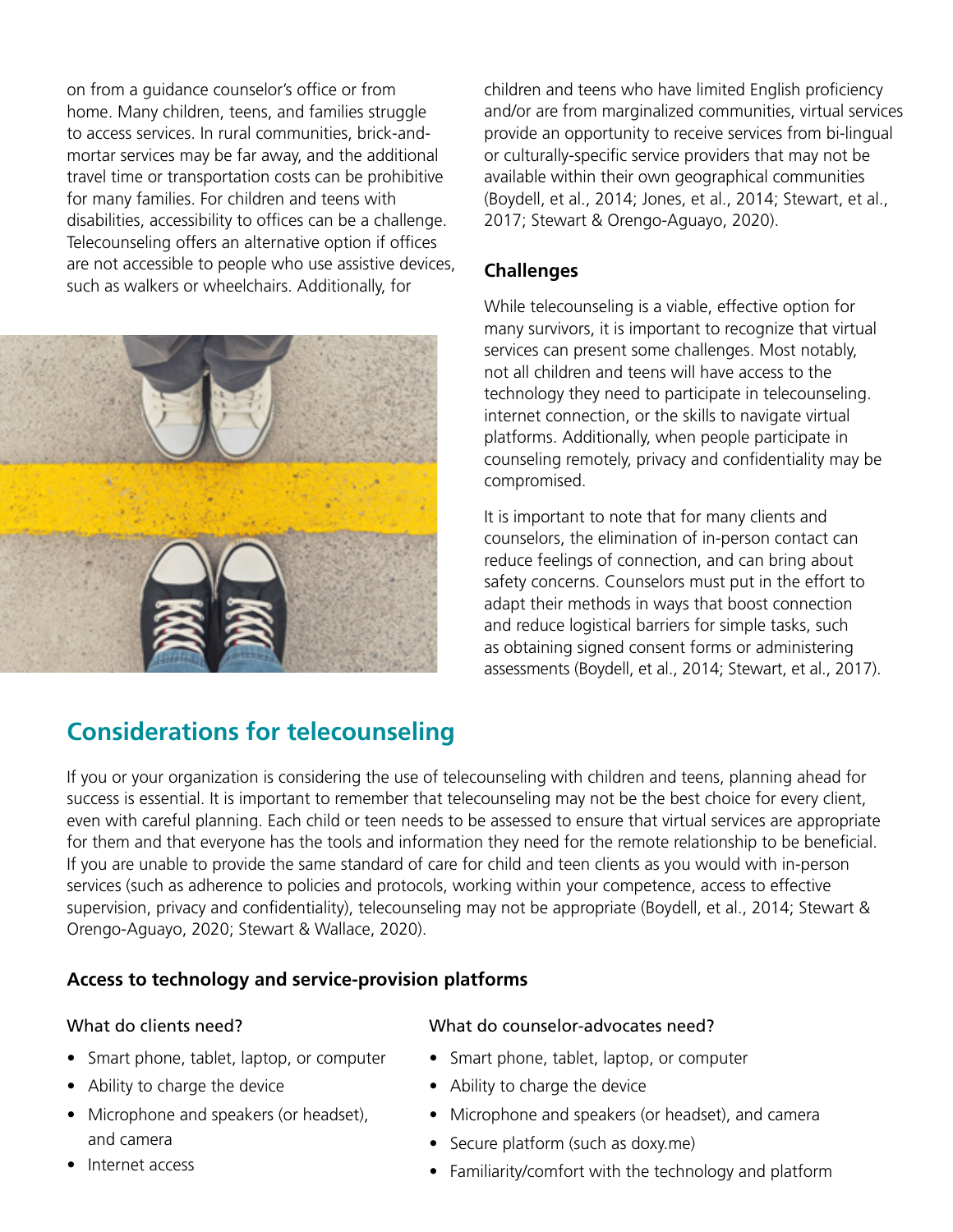on from a guidance counselor's office or from home. Many children, teens, and families struggle to access services. In rural communities, brick-and-mortar services may be far away, and the additional travel time or transportation costs can be prohibitive for many families. For children and teens with disabilities, accessibility to offices can be a challenge. Telecounseling offers an alternative option if offices are not accessible to people who use assistive devices, such as walkers or wheelchairs. Additionally, for children and teens who have limited English proficiency and/or are from marginalized communities, virtual services provide an opportunity to receive services from bi-lingual or culturally-specific service providers that may not be available within their own geographical communities (Boydell, et al., 2014; Jones, et al., 2014; Stewart, et al., 2017; Stewart & Orengo-Aguayo, 2020).

### Challenges

While telecounseling is a viable, effective option for many survivors, it is important to recognize that virtual services can present some challenges. Most notably, not all children and teens will have access to the technology they need to participate in telecounseling. internet connection, or the skills to navigate virtual platforms. Additionally, when people participate in counseling remotely, privacy and confidentiality may be compromised.

It is important to note that for many clients and counselors, the elimination of in-person contact can reduce feelings of connection, and can bring about safety concerns. Counselors must put in the effort to adapt their methods in ways that boost connection and reduce logistical barriers for simple tasks, such as obtaining signed consent forms or administering assessments (Boydell, et al., 2014; Stewart, et al., 2017).

## Considerations for telecounseling

If you or your organization is considering the use of telecounseling with children and teens, planning ahead for success is essential. It is important to remember that telecounseling may not be the best choice for every client, even with careful planning. Each child or teen needs to be assessed to ensure that virtual services are appropriate for them and that everyone has the tools and information they need for the remote relationship to be beneficial. If you are unable to provide the same standard of care for child and teen clients as you would with in-person services (such as adherence to policies and protocols, working within your competence, access to effective supervision, privacy and confidentiality), telecounseling may not be appropriate (Boydell, et al., 2014; Stewart & Orengo-Aguayo, 2020; Stewart & Wallace, 2020).

### Access to technology and service-provision platforms

What do clients need?

- Smart phone, tablet, laptop, or computer
- Ability to charge the device
- Microphone and speakers (or headset), and camera
- Internet access

What do counselor-advocates need?

- Smart phone, tablet, laptop, or computer
- Ability to charge the device
- Microphone and speakers (or headset), and camera
- Secure platform (such as doxy.me)
- Familiarity/comfort with the technology and platform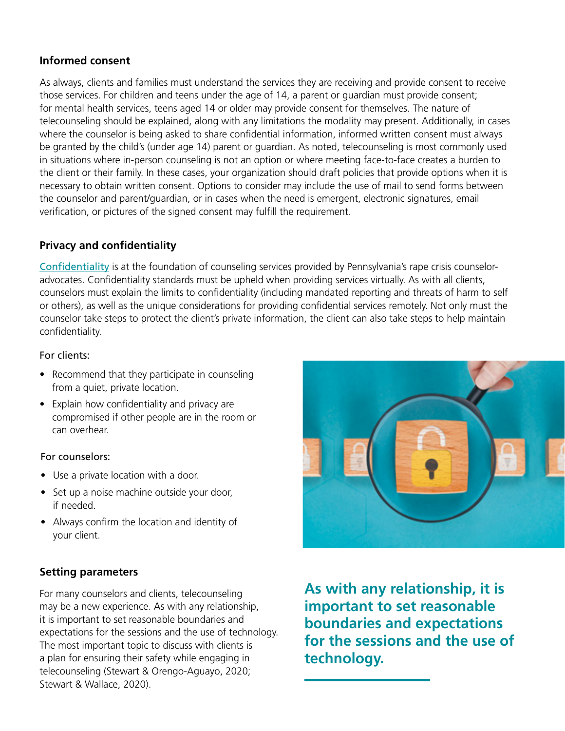### Informed consent

As always, clients and families must understand the services they are receiving and provide consent to receive those services. For children and teens under the age of 14, a parent or guardian must provide consent; for mental health services, teens aged 14 or older may provide consent for themselves. The nature of telecounseling should be explained, along with any limitations the modality may present. Additionally, in cases where the counselor is being asked to share confidential information, informed written consent must always be granted by the child's (under age 14) parent or guardian. As noted, telecounseling is most commonly used in situations where in-person counseling is not an option or where meeting face-to-face creates a burden to the client or their family. In these cases, your organization should draft policies that provide options when it is necessary to obtain written consent. Options to consider may include the use of mail to send forms between the counselor and parent/guardian, or in cases when the need is emergent, electronic signatures, email verification, or pictures of the signed consent may fulfill the requirement.

### Privacy and confidentiality

Confidentiality is at the foundation of counseling services provided by Pennsylvania's rape crisis counselor-advocates. Confidentiality standards must be upheld when providing services virtually. As with all clients, counselors must explain the limits to confidentiality (including mandated reporting and threats of harm to self or others), as well as the unique considerations for providing confidential services remotely. Not only must the counselor take steps to protect the client's private information, the client can also take steps to help maintain confidentiality.

For clients:

- Recommend that they participate in counseling from a quiet, private location.
- Explain how confidentiality and privacy are compromised if other people are in the room or can overhear.

For counselors:

- Use a private location with a door.
- Set up a noise machine outside your door, if needed.
- Always confirm the location and identity of your client.

### Setting parameters

For many counselors and clients, telecounseling may be a new experience. As with any relationship, it is important to set reasonable boundaries and expectations for the sessions and the use of technology. The most important topic to discuss with clients is a plan for ensuring their safety while engaging in telecounseling (Stewart & Orengo-Aguayo, 2020; Stewart & Wallace, 2020).

**As with any relationship, it is important to set reasonable boundaries and expectations for the sessions and the use of technology.**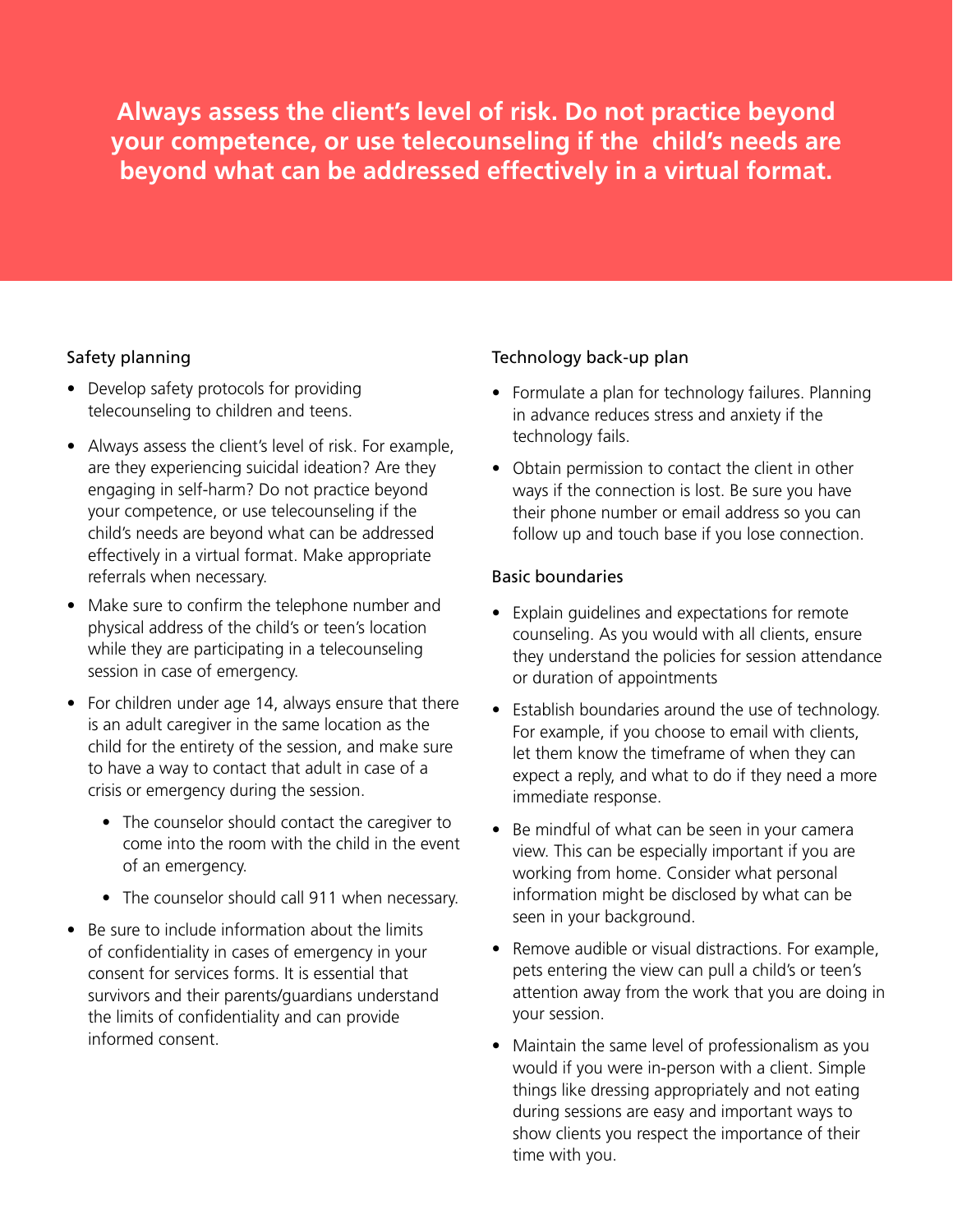**Always assess the client's level of risk. Do not practice beyond your competence, or use telecounseling if the child's needs are beyond what can be addressed effectively in a virtual format.**

### Safety planning

- Develop safety protocols for providing telecounseling to children and teens.
- Always assess the client's level of risk. For example, are they experiencing suicidal ideation? Are they engaging in self-harm? Do not practice beyond your competence, or use telecounseling if the child's needs are beyond what can be addressed effectively in a virtual format. Make appropriate referrals when necessary.
- Make sure to confirm the telephone number and physical address of the child's or teen's location while they are participating in a telecounseling session in case of emergency.
- For children under age 14, always ensure that there is an adult caregiver in the same location as the child for the entirety of the session, and make sure to have a way to contact that adult in case of a crisis or emergency during the session.
  - The counselor should contact the caregiver to come into the room with the child in the event of an emergency.
  - The counselor should call 911 when necessary.
- Be sure to include information about the limits of confidentiality in cases of emergency in your consent for services forms. It is essential that survivors and their parents/guardians understand the limits of confidentiality and can provide informed consent.

### Technology back-up plan

- Formulate a plan for technology failures. Planning in advance reduces stress and anxiety if the technology fails.
- Obtain permission to contact the client in other ways if the connection is lost. Be sure you have their phone number or email address so you can follow up and touch base if you lose connection.

### Basic boundaries

- Explain guidelines and expectations for remote counseling. As you would with all clients, ensure they understand the policies for session attendance or duration of appointments
- Establish boundaries around the use of technology. For example, if you choose to email with clients, let them know the timeframe of when they can expect a reply, and what to do if they need a more immediate response.
- Be mindful of what can be seen in your camera view. This can be especially important if you are working from home. Consider what personal information might be disclosed by what can be seen in your background.
- Remove audible or visual distractions. For example, pets entering the view can pull a child's or teen's attention away from the work that you are doing in your session.
- Maintain the same level of professionalism as you would if you were in-person with a client. Simple things like dressing appropriately and not eating during sessions are easy and important ways to show clients you respect the importance of their time with you.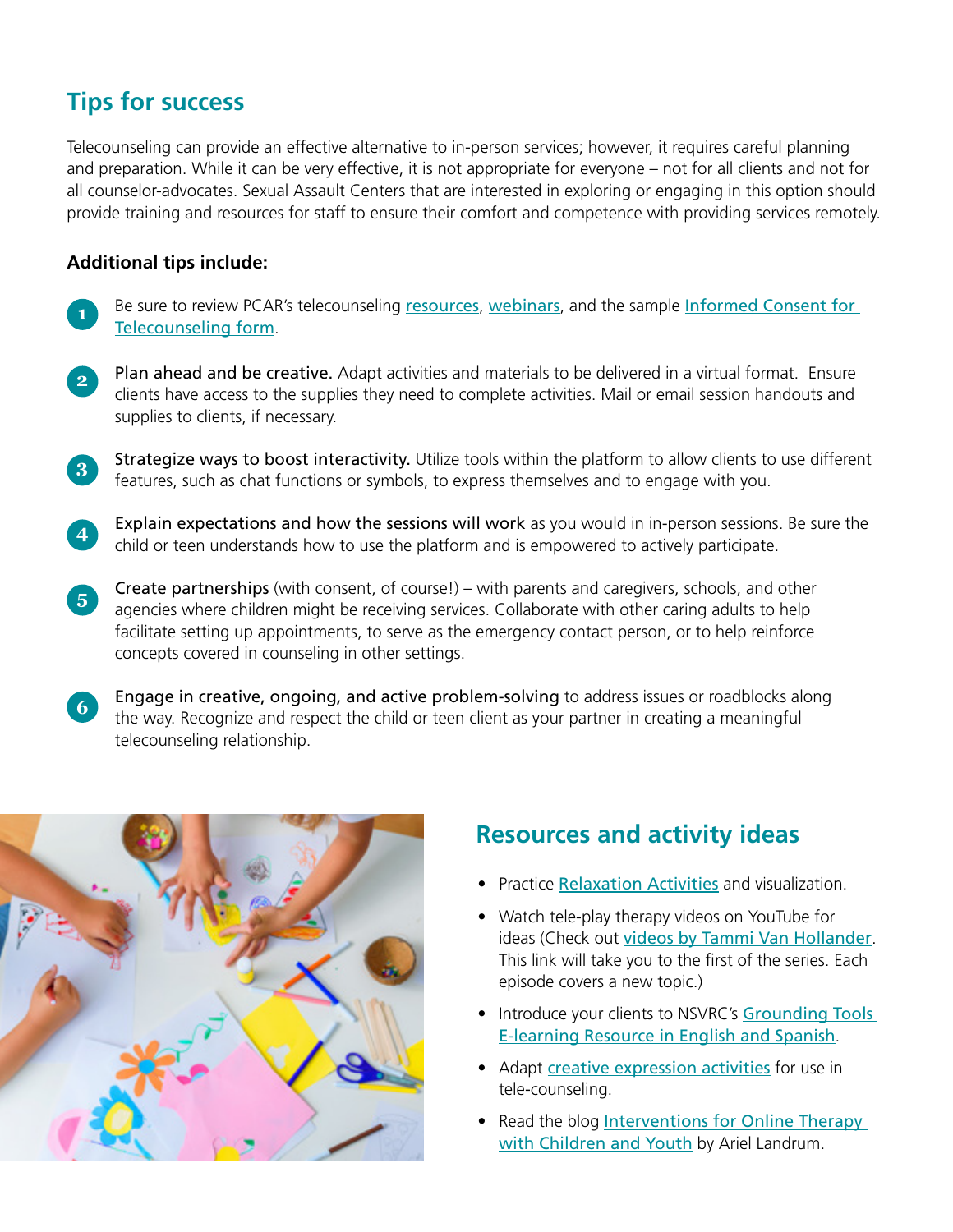## Tips for success

Telecounseling can provide an effective alternative to in-person services; however, it requires careful planning and preparation. While it can be very effective, it is not appropriate for everyone – not for all clients and not for all counselor-advocates. Sexual Assault Centers that are interested in exploring or engaging in this option should provide training and resources for staff to ensure their comfort and competence with providing services remotely.

**Additional tips include:**

1. Be sure to review PCAR's telecounseling resources, webinars, and the sample Informed Consent for Telecounseling form.
2. Plan ahead and be creative. Adapt activities and materials to be delivered in a virtual format. Ensure clients have access to the supplies they need to complete activities. Mail or email session handouts and supplies to clients, if necessary.
3. Strategize ways to boost interactivity. Utilize tools within the platform to allow clients to use different features, such as chat functions or symbols, to express themselves and to engage with you.
4. Explain expectations and how the sessions will work as you would in in-person sessions. Be sure the child or teen understands how to use the platform and is empowered to actively participate.
5. Create partnerships (with consent, of course!) – with parents and caregivers, schools, and other agencies where children might be receiving services. Collaborate with other caring adults to help facilitate setting up appointments, to serve as the emergency contact person, or to help reinforce concepts covered in counseling in other settings.
6. Engage in creative, ongoing, and active problem-solving to address issues or roadblocks along the way. Recognize and respect the child or teen client as your partner in creating a meaningful telecounseling relationship.

## Resources and activity ideas

- Practice Relaxation Activities and visualization.
- Watch tele-play therapy videos on YouTube for ideas (Check out videos by Tammi Van Hollander. This link will take you to the first of the series. Each episode covers a new topic.)
- Introduce your clients to NSVRC's Grounding Tools E-learning Resource in English and Spanish.
- Adapt creative expression activities for use in tele-counseling.
- Read the blog Interventions for Online Therapy with Children and Youth by Ariel Landrum.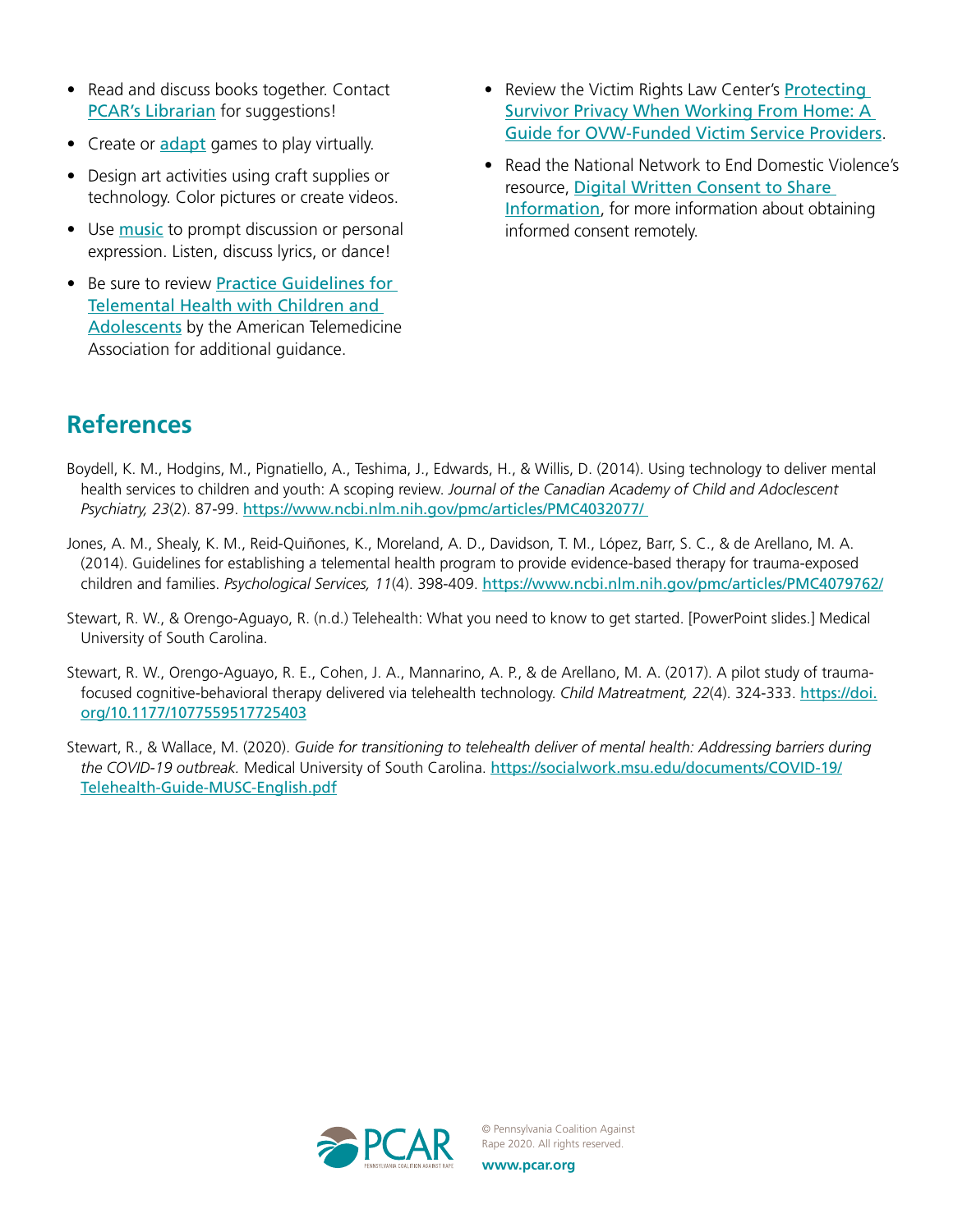- Read and discuss books together. Contact PCAR's Librarian for suggestions!
- Create or adapt games to play virtually.
- Design art activities using craft supplies or technology. Color pictures or create videos.
- Use music to prompt discussion or personal expression. Listen, discuss lyrics, or dance!
- Be sure to review Practice Guidelines for Telemental Health with Children and Adolescents by the American Telemedicine Association for additional guidance.
- Review the Victim Rights Law Center's Protecting Survivor Privacy When Working From Home: A Guide for OVW-Funded Victim Service Providers.
- Read the National Network to End Domestic Violence's resource, Digital Written Consent to Share Information, for more information about obtaining informed consent remotely.

## References

Boydell, K. M., Hodgins, M., Pignatiello, A., Teshima, J., Edwards, H., & Willis, D. (2014). Using technology to deliver mental health services to children and youth: A scoping review. *Journal of the Canadian Academy of Child and Adoclescent Psychiatry, 23*(2). 87-99. https://www.ncbi.nlm.nih.gov/pmc/articles/PMC4032077/

Jones, A. M., Shealy, K. M., Reid-Quiñones, K., Moreland, A. D., Davidson, T. M., López, Barr, S. C., & de Arellano, M. A. (2014). Guidelines for establishing a telemental health program to provide evidence-based therapy for trauma-exposed children and families. *Psychological Services, 11*(4). 398-409. https://www.ncbi.nlm.nih.gov/pmc/articles/PMC4079762/

Stewart, R. W., & Orengo-Aguayo, R. (n.d.) Telehealth: What you need to know to get started. [PowerPoint slides.] Medical University of South Carolina.

Stewart, R. W., Orengo-Aguayo, R. E., Cohen, J. A., Mannarino, A. P., & de Arellano, M. A. (2017). A pilot study of trauma-focused cognitive-behavioral therapy delivered via telehealth technology. *Child Matreatment, 22*(4). 324-333. https://doi.org/10.1177/1077559517725403

Stewart, R., & Wallace, M. (2020). *Guide for transitioning to telehealth deliver of mental health: Addressing barriers during the COVID-19 outbreak.* Medical University of South Carolina. https://socialwork.msu.edu/documents/COVID-19/Telehealth-Guide-MUSC-English.pdf

© Pennsylvania Coalition Against Rape 2020. All rights reserved.

www.pcar.org